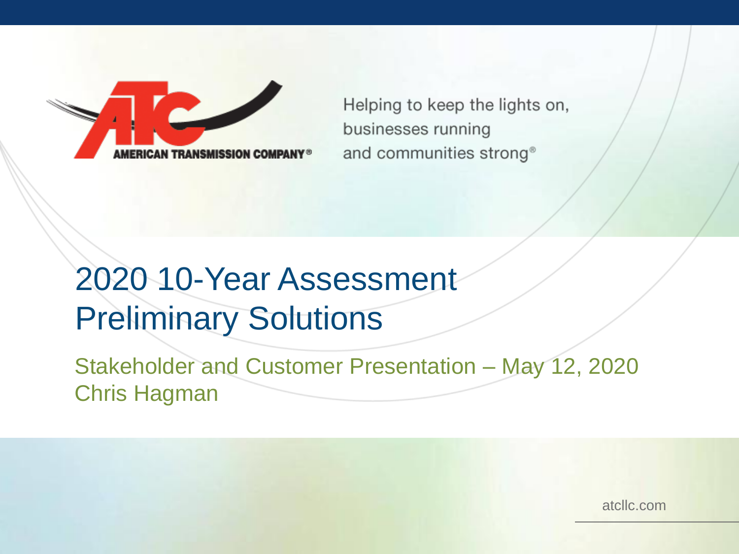AMERICAN TRANSMISSION COMPANY®

Helping to keep the lights on,
businesses running
and communities strong®

# 2020 10-Year Assessment Preliminary Solutions

Stakeholder and Customer Presentation – May 12, 2020
Chris Hagman

atcllc.com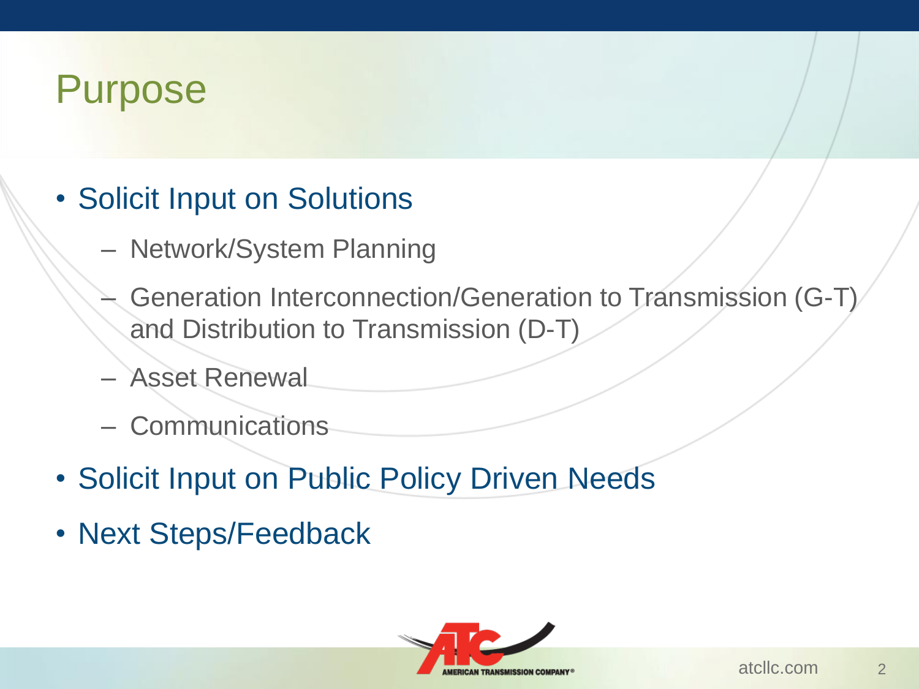# Purpose

- Solicit Input on Solutions
  - Network/System Planning
  - Generation Interconnection/Generation to Transmission (G-T) and Distribution to Transmission (D-T)
  - Asset Renewal
  - Communications
- Solicit Input on Public Policy Driven Needs
- Next Steps/Feedback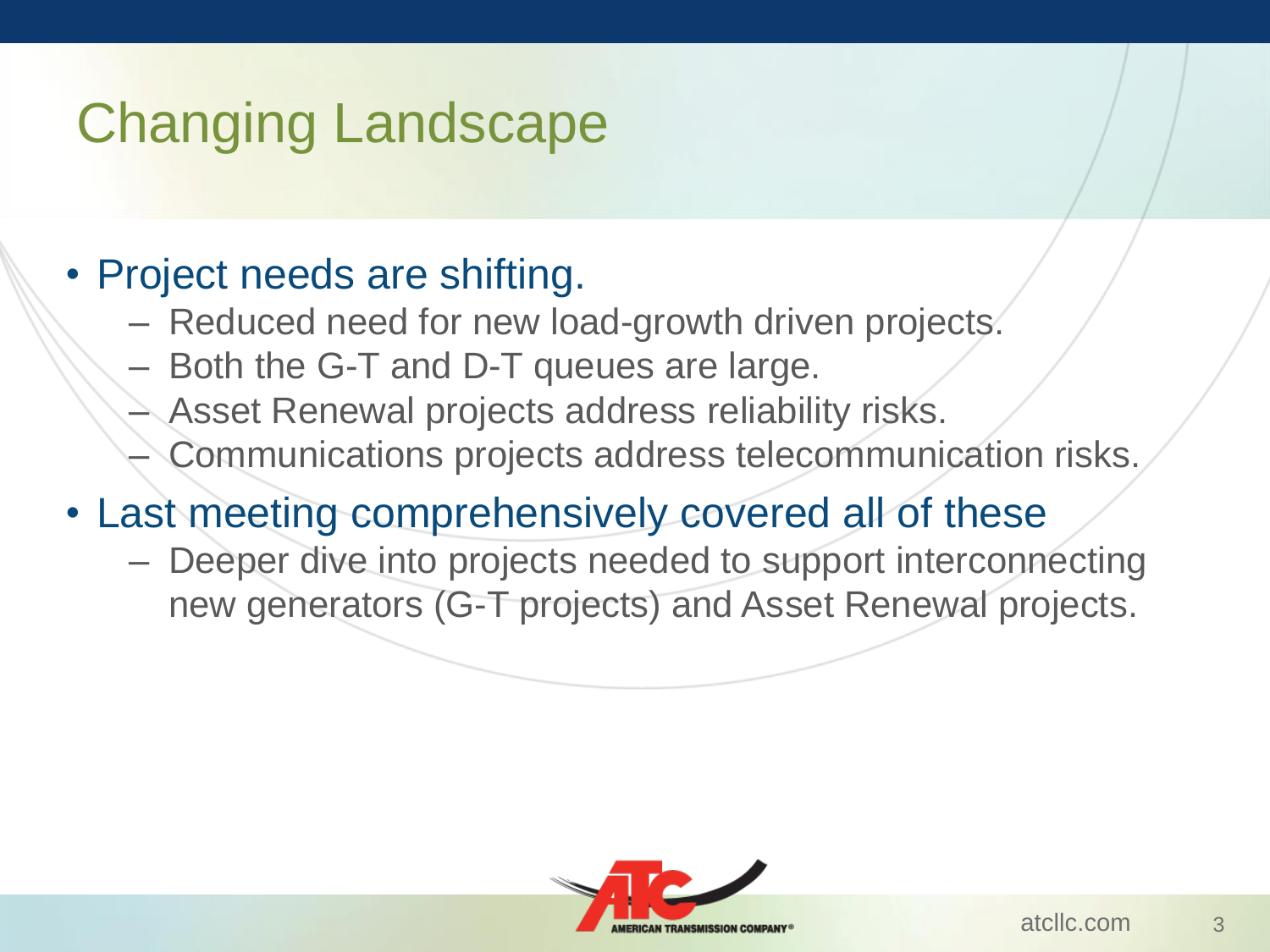# Changing Landscape

- Project needs are shifting.
  - Reduced need for new load-growth driven projects.
  - Both the G-T and D-T queues are large.
  - Asset Renewal projects address reliability risks.
  - Communications projects address telecommunication risks.
- Last meeting comprehensively covered all of these
  - Deeper dive into projects needed to support interconnecting new generators (G-T projects) and Asset Renewal projects.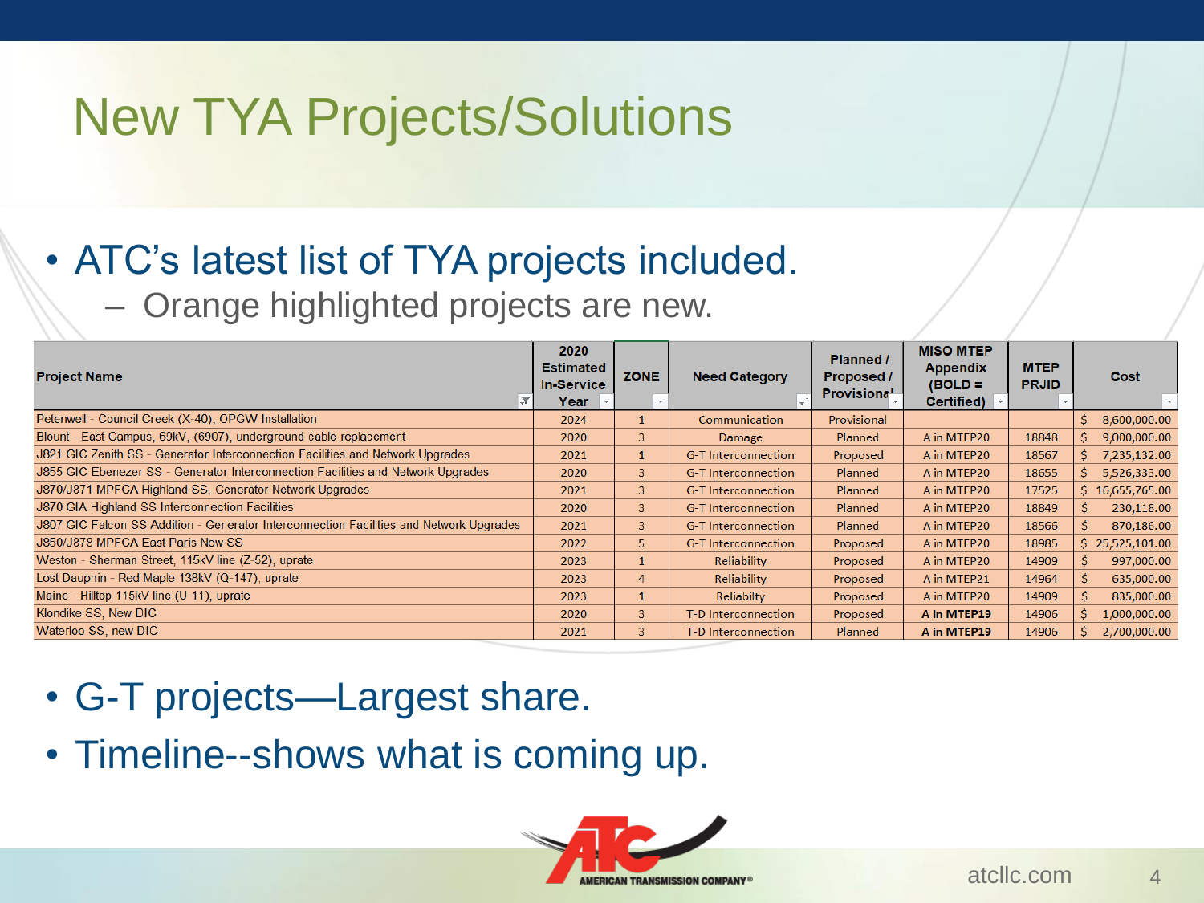# New TYA Projects/Solutions

- ATC's latest list of TYA projects included.
  - Orange highlighted projects are new.

| Project Name | 2020 Estimated In-Service Year | ZONE | Need Category | Planned / Proposed / Provisional | MISO MTEP Appendix (BOLD = Certified) | MTEP PRJID | Cost |
|---|---|---|---|---|---|---|---|
| Petenwell - Council Creek (X-40), OPGW Installation | 2024 | 1 | Communication | Provisional | | | $ 8,600,000.00 |
| Blount - East Campus, 69kV, (6907), underground cable replacement | 2020 | 3 | Damage | Planned | A in MTEP20 | 18848 | $ 9,000,000.00 |
| J821 GIC Zenith SS - Generator Interconnection Facilities and Network Upgrades | 2021 | 1 | G-T Interconnection | Proposed | A in MTEP20 | 18567 | $ 7,235,132.00 |
| J855 GIC Ebenezer SS - Generator Interconnection Facilities and Network Upgrades | 2020 | 3 | G-T Interconnection | Planned | A in MTEP20 | 18655 | $ 5,526,333.00 |
| J870/J871 MPFCA Highland SS, Generator Network Upgrades | 2021 | 3 | G-T Interconnection | Planned | A in MTEP20 | 17525 | $ 16,655,765.00 |
| J870 GIA Highland SS Interconnection Facilities | 2020 | 3 | G-T Interconnection | Planned | A in MTEP20 | 18849 | $ 230,118.00 |
| J807 GIC Falcon SS Addition - Generator Interconnection Facilities and Network Upgrades | 2021 | 3 | G-T Interconnection | Planned | A in MTEP20 | 18566 | $ 870,186.00 |
| J850/J878 MPFCA East Paris New SS | 2022 | 5 | G-T Interconnection | Proposed | A in MTEP20 | 18985 | $ 25,525,101.00 |
| Weston - Sherman Street, 115kV line (Z-52), uprate | 2023 | 1 | Reliability | Proposed | A in MTEP20 | 14909 | $ 997,000.00 |
| Lost Dauphin - Red Maple 138kV (Q-147), uprate | 2023 | 4 | Reliability | Proposed | A in MTEP21 | 14964 | $ 635,000.00 |
| Maine - Hilltop 115kV line (U-11), uprate | 2023 | 1 | Reliabilty | Proposed | A in MTEP20 | 14909 | $ 835,000.00 |
| Klondike SS, New DIC | 2020 | 3 | T-D Interconnection | Proposed | **A in MTEP19** | 14906 | $ 1,000,000.00 |
| Waterloo SS, new DIC | 2021 | 3 | T-D Interconnection | Planned | **A in MTEP19** | 14906 | $ 2,700,000.00 |

- G-T projects—Largest share.
- Timeline--shows what is coming up.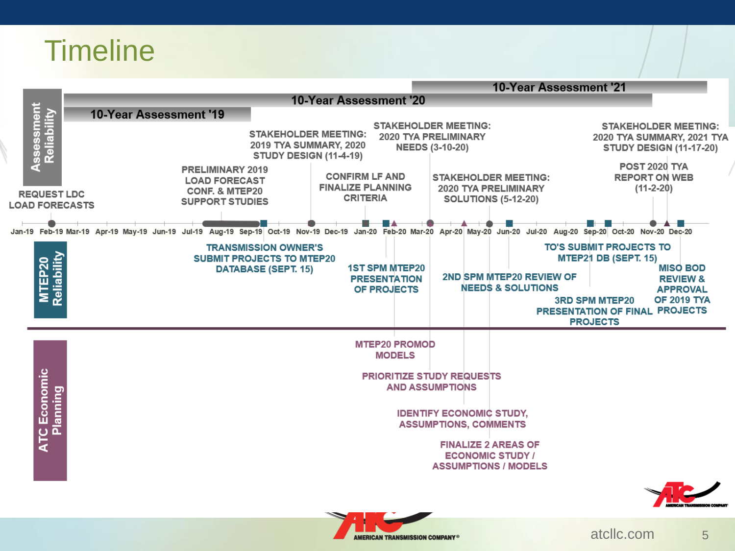# Timeline

## Assessment Reliability

- 10-Year Assessment '19
- 10-Year Assessment '20
- 10-Year Assessment '21

- REQUEST LDC LOAD FORECASTS
- PRELIMINARY 2019 LOAD FORECAST CONF. & MTEP20 SUPPORT STUDIES
- STAKEHOLDER MEETING: 2019 TYA SUMMARY, 2020 STUDY DESIGN (11-4-19)
- CONFIRM LF AND FINALIZE PLANNING CRITERIA
- STAKEHOLDER MEETING: 2020 TYA PRELIMINARY NEEDS (3-10-20)
- STAKEHOLDER MEETING: 2020 TYA PRELIMINARY SOLUTIONS (5-12-20)
- POST 2020 TYA REPORT ON WEB (11-2-20)
- STAKEHOLDER MEETING: 2020 TYA SUMMARY, 2021 TYA STUDY DESIGN (11-17-20)

Jan-19 | Feb-19 | Mar-19 | Apr-19 | May-19 | Jun-19 | Jul-19 | Aug-19 | Sep-19 | Oct-19 | Nov-19 | Dec-19 | Jan-20 | Feb-20 | Mar-20 | Apr-20 | May-20 | Jun-20 | Jul-20 | Aug-20 | Sep-20 | Oct-20 | Nov-20 | Dec-20

## MTEP20 Reliability

- TRANSMISSION OWNER'S SUBMIT PROJECTS TO MTEP20 DATABASE (SEPT. 15)
- 1ST SPM MTEP20 PRESENTATION OF PROJECTS
- 2ND SPM MTEP20 REVIEW OF NEEDS & SOLUTIONS
- TO'S SUBMIT PROJECTS TO MTEP21 DB (SEPT. 15)
- 3RD SPM MTEP20 PRESENTATION OF FINAL PROJECTS
- MISO BOD REVIEW & APPROVAL OF 2019 TYA PROJECTS

## ATC Economic Planning

- MTEP20 PROMOD MODELS
- PRIORITIZE STUDY REQUESTS AND ASSUMPTIONS
- IDENTIFY ECONOMIC STUDY, ASSUMPTIONS, COMMENTS
- FINALIZE 2 AREAS OF ECONOMIC STUDY / ASSUMPTIONS / MODELS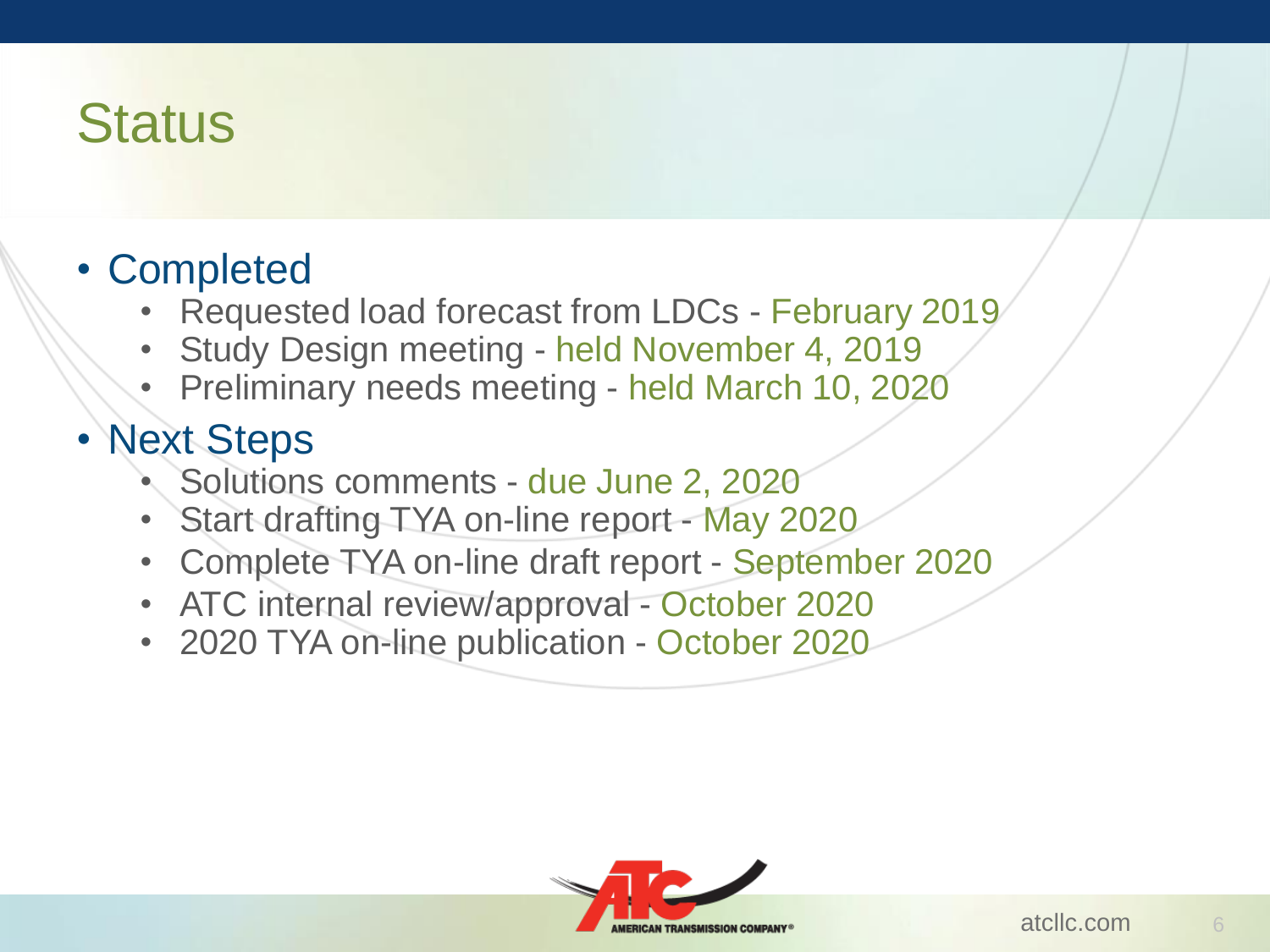# Status

- Completed
  - Requested load forecast from LDCs - February 2019
  - Study Design meeting - held November 4, 2019
  - Preliminary needs meeting - held March 10, 2020
- Next Steps
  - Solutions comments - due June 2, 2020
  - Start drafting TYA on-line report - May 2020
  - Complete TYA on-line draft report - September 2020
  - ATC internal review/approval - October 2020
  - 2020 TYA on-line publication - October 2020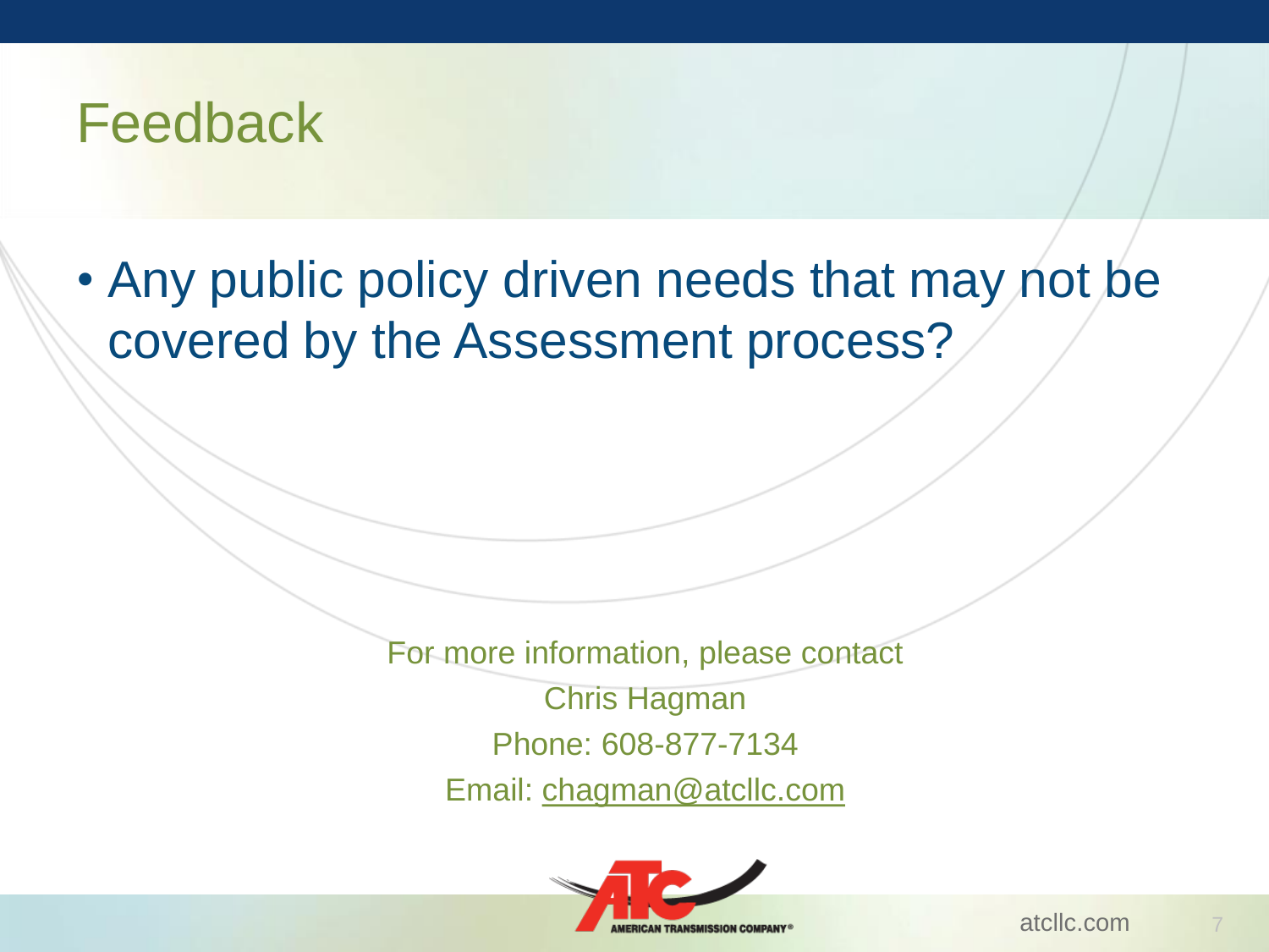# Feedback

- Any public policy driven needs that may not be covered by the Assessment process?

For more information, please contact

Chris Hagman

Phone: 608-877-7134

Email: chagman@atcllc.com

atcllc.com